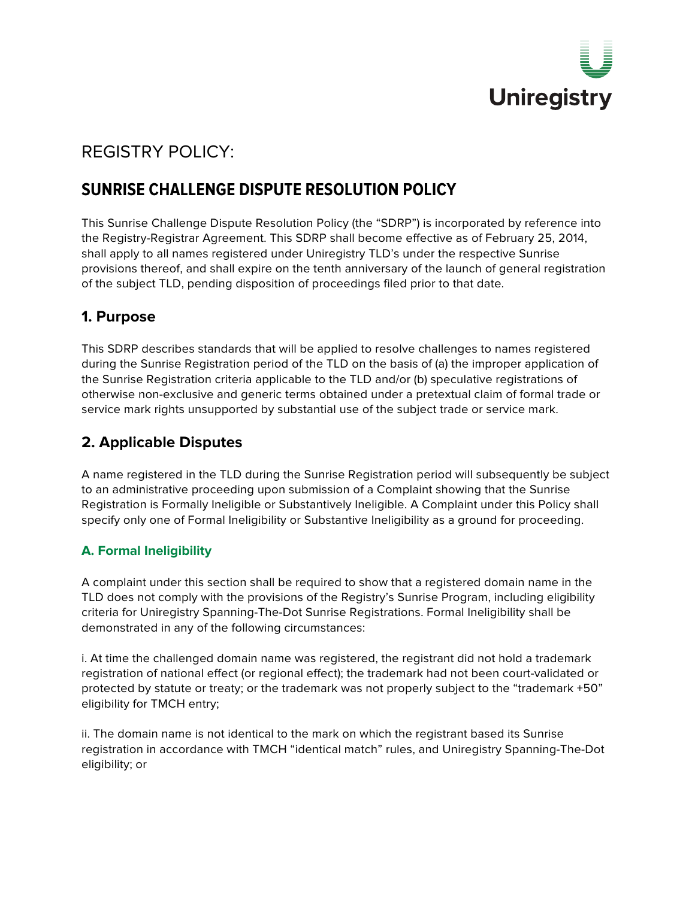Uniregistry

REGISTRY POLICY:

# SUNRISE CHALLENGE DISPUTE RESOLUTION POLICY

This Sunrise Challenge Dispute Resolution Policy (the "SDRP") is incorporated by reference into the Registry-Registrar Agreement. This SDRP shall become effective as of February 25, 2014, shall apply to all names registered under Uniregistry TLD's under the respective Sunrise provisions thereof, and shall expire on the tenth anniversary of the launch of general registration of the subject TLD, pending disposition of proceedings filed prior to that date.

## 1. Purpose

This SDRP describes standards that will be applied to resolve challenges to names registered during the Sunrise Registration period of the TLD on the basis of (a) the improper application of the Sunrise Registration criteria applicable to the TLD and/or (b) speculative registrations of otherwise non-exclusive and generic terms obtained under a pretextual claim of formal trade or service mark rights unsupported by substantial use of the subject trade or service mark.

## 2. Applicable Disputes

A name registered in the TLD during the Sunrise Registration period will subsequently be subject to an administrative proceeding upon submission of a Complaint showing that the Sunrise Registration is Formally Ineligible or Substantively Ineligible. A Complaint under this Policy shall specify only one of Formal Ineligibility or Substantive Ineligibility as a ground for proceeding.

### A. Formal Ineligibility

A complaint under this section shall be required to show that a registered domain name in the TLD does not comply with the provisions of the Registry's Sunrise Program, including eligibility criteria for Uniregistry Spanning-The-Dot Sunrise Registrations. Formal Ineligibility shall be demonstrated in any of the following circumstances:

i. At time the challenged domain name was registered, the registrant did not hold a trademark registration of national effect (or regional effect); the trademark had not been court-validated or protected by statute or treaty; or the trademark was not properly subject to the "trademark +50" eligibility for TMCH entry;

ii. The domain name is not identical to the mark on which the registrant based its Sunrise registration in accordance with TMCH "identical match" rules, and Uniregistry Spanning-The-Dot eligibility; or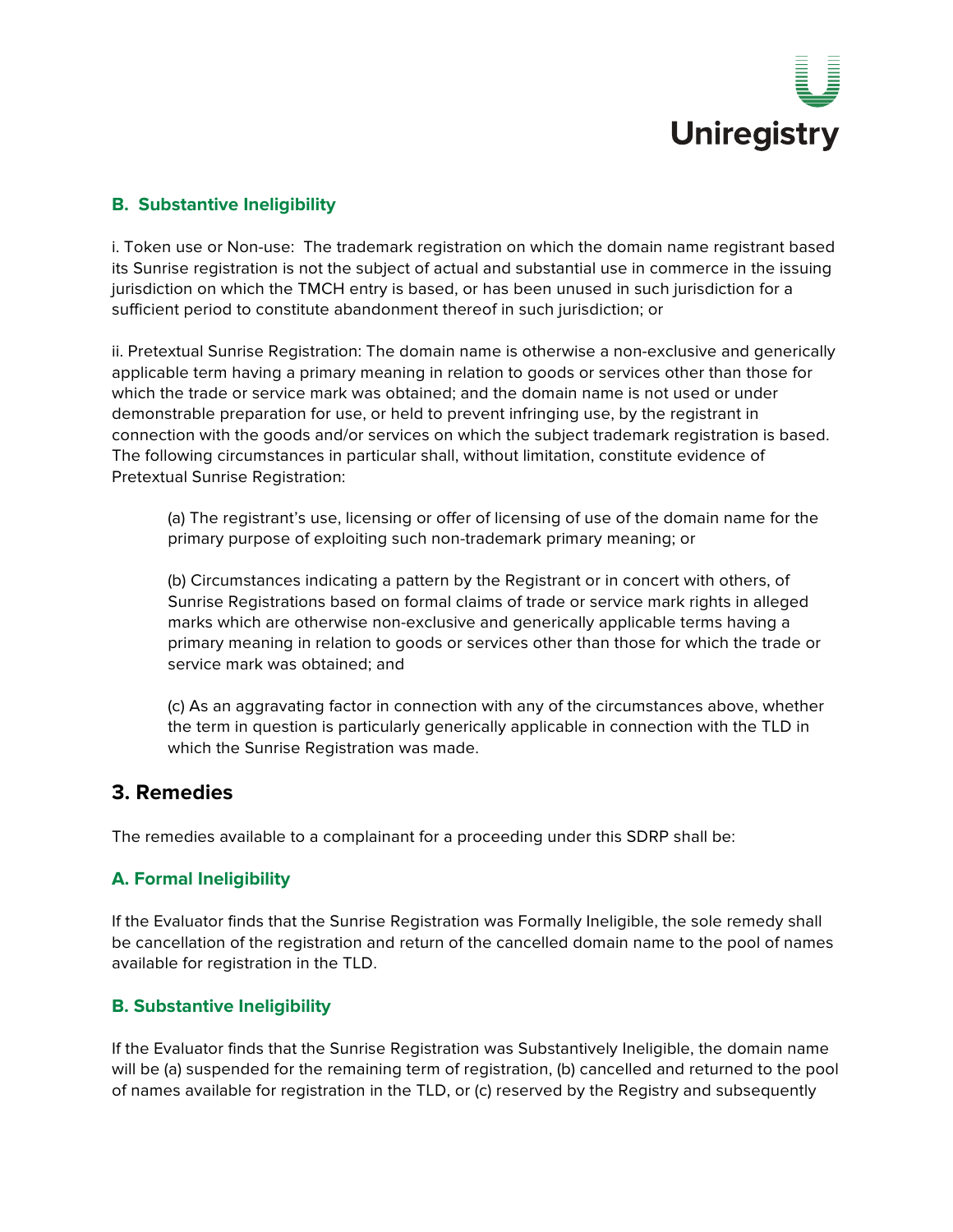### B. Substantive Ineligibility

i. Token use or Non-use: The trademark registration on which the domain name registrant based its Sunrise registration is not the subject of actual and substantial use in commerce in the issuing jurisdiction on which the TMCH entry is based, or has been unused in such jurisdiction for a sufficient period to constitute abandonment thereof in such jurisdiction; or

ii. Pretextual Sunrise Registration: The domain name is otherwise a non-exclusive and generically applicable term having a primary meaning in relation to goods or services other than those for which the trade or service mark was obtained; and the domain name is not used or under demonstrable preparation for use, or held to prevent infringing use, by the registrant in connection with the goods and/or services on which the subject trademark registration is based. The following circumstances in particular shall, without limitation, constitute evidence of Pretextual Sunrise Registration:

> (a) The registrant's use, licensing or offer of licensing of use of the domain name for the primary purpose of exploiting such non-trademark primary meaning; or
>
> (b) Circumstances indicating a pattern by the Registrant or in concert with others, of Sunrise Registrations based on formal claims of trade or service mark rights in alleged marks which are otherwise non-exclusive and generically applicable terms having a primary meaning in relation to goods or services other than those for which the trade or service mark was obtained; and
>
> (c) As an aggravating factor in connection with any of the circumstances above, whether the term in question is particularly generically applicable in connection with the TLD in which the Sunrise Registration was made.

## 3. Remedies

The remedies available to a complainant for a proceeding under this SDRP shall be:

### A. Formal Ineligibility

If the Evaluator finds that the Sunrise Registration was Formally Ineligible, the sole remedy shall be cancellation of the registration and return of the cancelled domain name to the pool of names available for registration in the TLD.

### B. Substantive Ineligibility

If the Evaluator finds that the Sunrise Registration was Substantively Ineligible, the domain name will be (a) suspended for the remaining term of registration, (b) cancelled and returned to the pool of names available for registration in the TLD, or (c) reserved by the Registry and subsequently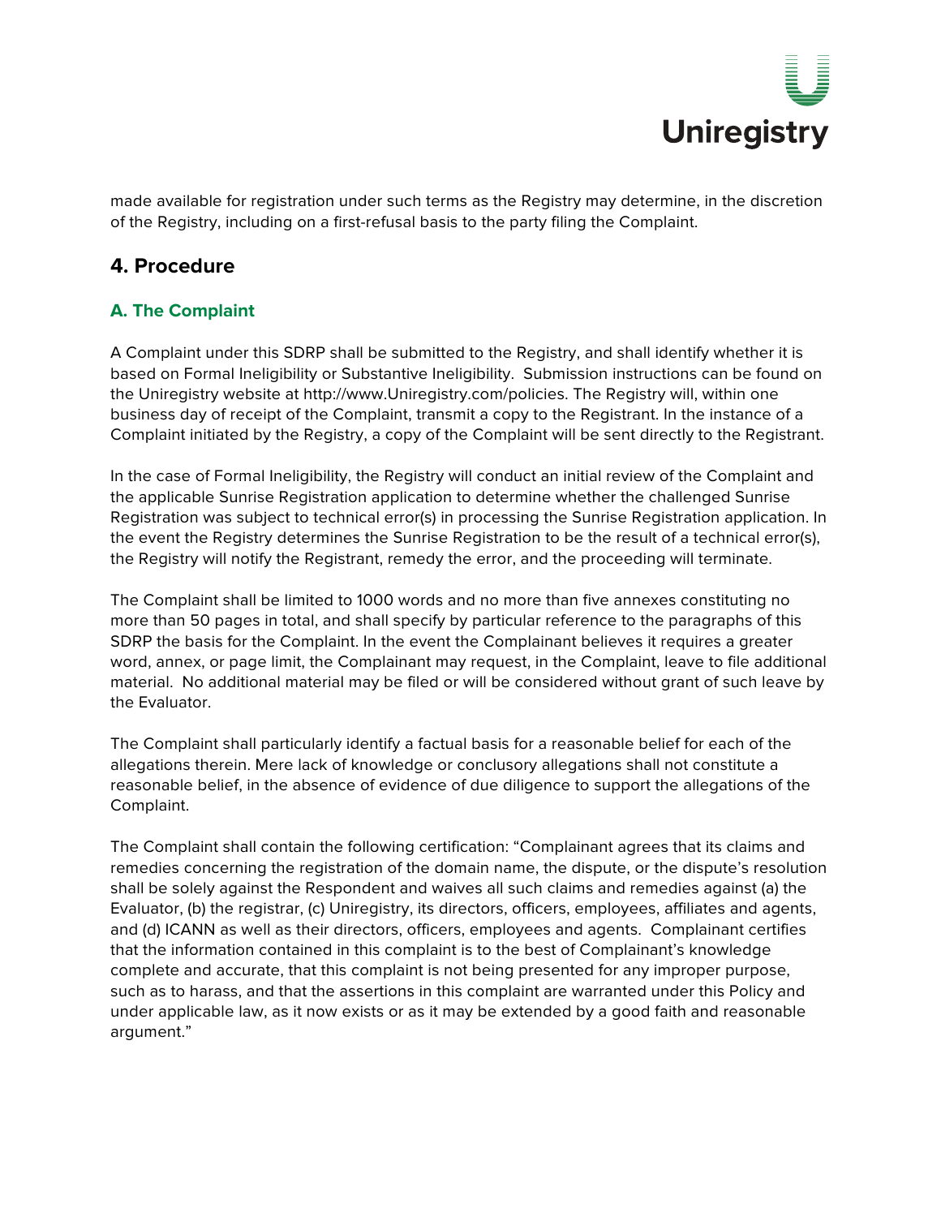made available for registration under such terms as the Registry may determine, in the discretion of the Registry, including on a first-refusal basis to the party filing the Complaint.

## 4. Procedure

### A. The Complaint

A Complaint under this SDRP shall be submitted to the Registry, and shall identify whether it is based on Formal Ineligibility or Substantive Ineligibility. Submission instructions can be found on the Uniregistry website at http://www.Uniregistry.com/policies. The Registry will, within one business day of receipt of the Complaint, transmit a copy to the Registrant. In the instance of a Complaint initiated by the Registry, a copy of the Complaint will be sent directly to the Registrant.

In the case of Formal Ineligibility, the Registry will conduct an initial review of the Complaint and the applicable Sunrise Registration application to determine whether the challenged Sunrise Registration was subject to technical error(s) in processing the Sunrise Registration application. In the event the Registry determines the Sunrise Registration to be the result of a technical error(s), the Registry will notify the Registrant, remedy the error, and the proceeding will terminate.

The Complaint shall be limited to 1000 words and no more than five annexes constituting no more than 50 pages in total, and shall specify by particular reference to the paragraphs of this SDRP the basis for the Complaint. In the event the Complainant believes it requires a greater word, annex, or page limit, the Complainant may request, in the Complaint, leave to file additional material. No additional material may be filed or will be considered without grant of such leave by the Evaluator.

The Complaint shall particularly identify a factual basis for a reasonable belief for each of the allegations therein. Mere lack of knowledge or conclusory allegations shall not constitute a reasonable belief, in the absence of evidence of due diligence to support the allegations of the Complaint.

The Complaint shall contain the following certification: "Complainant agrees that its claims and remedies concerning the registration of the domain name, the dispute, or the dispute's resolution shall be solely against the Respondent and waives all such claims and remedies against (a) the Evaluator, (b) the registrar, (c) Uniregistry, its directors, officers, employees, affiliates and agents, and (d) ICANN as well as their directors, officers, employees and agents. Complainant certifies that the information contained in this complaint is to the best of Complainant's knowledge complete and accurate, that this complaint is not being presented for any improper purpose, such as to harass, and that the assertions in this complaint are warranted under this Policy and under applicable law, as it now exists or as it may be extended by a good faith and reasonable argument."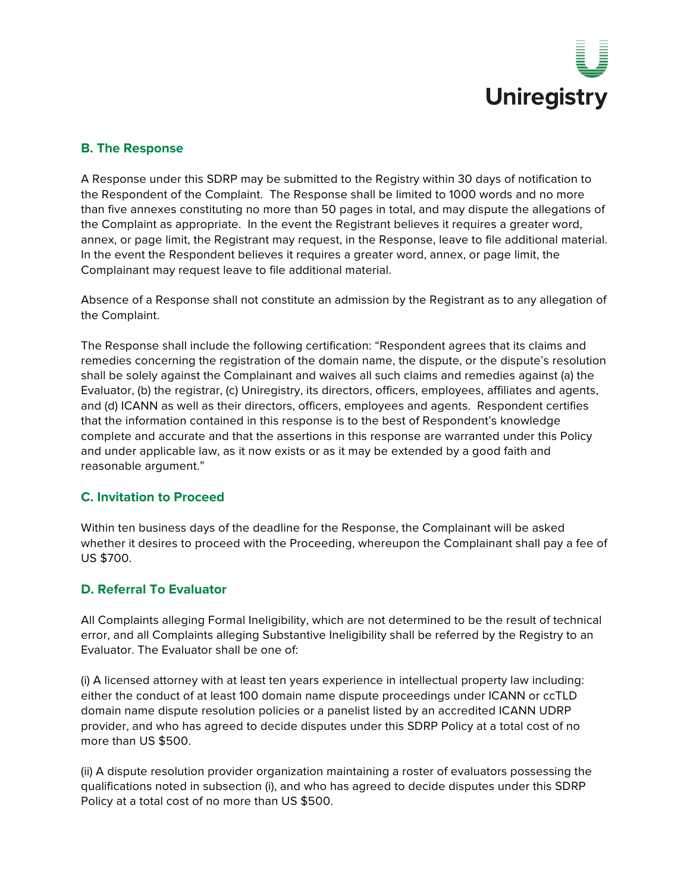## B. The Response

A Response under this SDRP may be submitted to the Registry within 30 days of notification to the Respondent of the Complaint. The Response shall be limited to 1000 words and no more than five annexes constituting no more than 50 pages in total, and may dispute the allegations of the Complaint as appropriate. In the event the Registrant believes it requires a greater word, annex, or page limit, the Registrant may request, in the Response, leave to file additional material. In the event the Respondent believes it requires a greater word, annex, or page limit, the Complainant may request leave to file additional material.

Absence of a Response shall not constitute an admission by the Registrant as to any allegation of the Complaint.

The Response shall include the following certification: "Respondent agrees that its claims and remedies concerning the registration of the domain name, the dispute, or the dispute's resolution shall be solely against the Complainant and waives all such claims and remedies against (a) the Evaluator, (b) the registrar, (c) Uniregistry, its directors, officers, employees, affiliates and agents, and (d) ICANN as well as their directors, officers, employees and agents. Respondent certifies that the information contained in this response is to the best of Respondent's knowledge complete and accurate and that the assertions in this response are warranted under this Policy and under applicable law, as it now exists or as it may be extended by a good faith and reasonable argument."

## C. Invitation to Proceed

Within ten business days of the deadline for the Response, the Complainant will be asked whether it desires to proceed with the Proceeding, whereupon the Complainant shall pay a fee of US $700.

## D. Referral To Evaluator

All Complaints alleging Formal Ineligibility, which are not determined to be the result of technical error, and all Complaints alleging Substantive Ineligibility shall be referred by the Registry to an Evaluator. The Evaluator shall be one of:

(i) A licensed attorney with at least ten years experience in intellectual property law including: either the conduct of at least 100 domain name dispute proceedings under ICANN or ccTLD domain name dispute resolution policies or a panelist listed by an accredited ICANN UDRP provider, and who has agreed to decide disputes under this SDRP Policy at a total cost of no more than US $500.

(ii) A dispute resolution provider organization maintaining a roster of evaluators possessing the qualifications noted in subsection (i), and who has agreed to decide disputes under this SDRP Policy at a total cost of no more than US $500.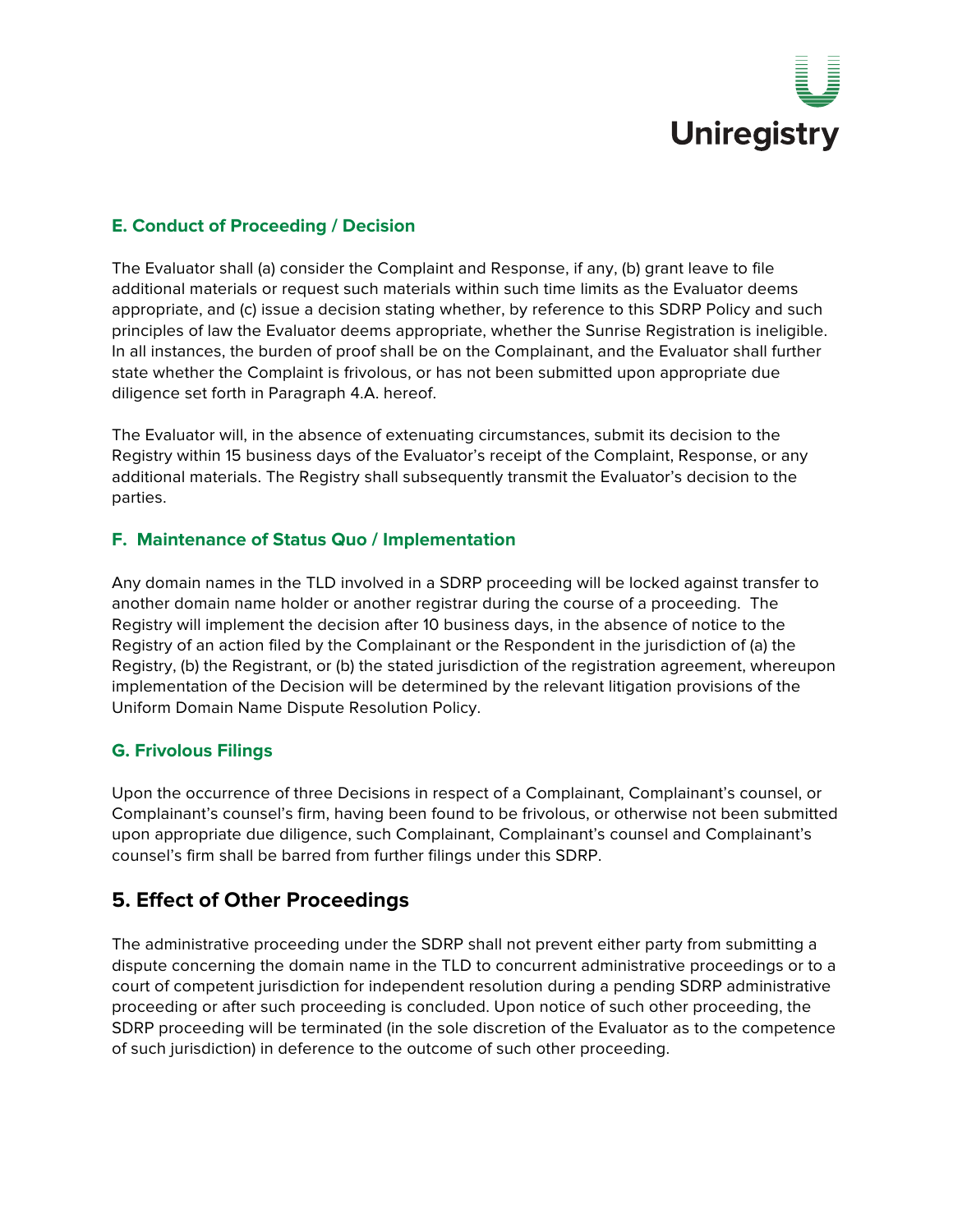### E. Conduct of Proceeding / Decision

The Evaluator shall (a) consider the Complaint and Response, if any, (b) grant leave to file additional materials or request such materials within such time limits as the Evaluator deems appropriate, and (c) issue a decision stating whether, by reference to this SDRP Policy and such principles of law the Evaluator deems appropriate, whether the Sunrise Registration is ineligible. In all instances, the burden of proof shall be on the Complainant, and the Evaluator shall further state whether the Complaint is frivolous, or has not been submitted upon appropriate due diligence set forth in Paragraph 4.A. hereof.

The Evaluator will, in the absence of extenuating circumstances, submit its decision to the Registry within 15 business days of the Evaluator's receipt of the Complaint, Response, or any additional materials. The Registry shall subsequently transmit the Evaluator's decision to the parties.

### F. Maintenance of Status Quo / Implementation

Any domain names in the TLD involved in a SDRP proceeding will be locked against transfer to another domain name holder or another registrar during the course of a proceeding. The Registry will implement the decision after 10 business days, in the absence of notice to the Registry of an action filed by the Complainant or the Respondent in the jurisdiction of (a) the Registry, (b) the Registrant, or (b) the stated jurisdiction of the registration agreement, whereupon implementation of the Decision will be determined by the relevant litigation provisions of the Uniform Domain Name Dispute Resolution Policy.

### G. Frivolous Filings

Upon the occurrence of three Decisions in respect of a Complainant, Complainant's counsel, or Complainant's counsel's firm, having been found to be frivolous, or otherwise not been submitted upon appropriate due diligence, such Complainant, Complainant's counsel and Complainant's counsel's firm shall be barred from further filings under this SDRP.

## 5. Effect of Other Proceedings

The administrative proceeding under the SDRP shall not prevent either party from submitting a dispute concerning the domain name in the TLD to concurrent administrative proceedings or to a court of competent jurisdiction for independent resolution during a pending SDRP administrative proceeding or after such proceeding is concluded. Upon notice of such other proceeding, the SDRP proceeding will be terminated (in the sole discretion of the Evaluator as to the competence of such jurisdiction) in deference to the outcome of such other proceeding.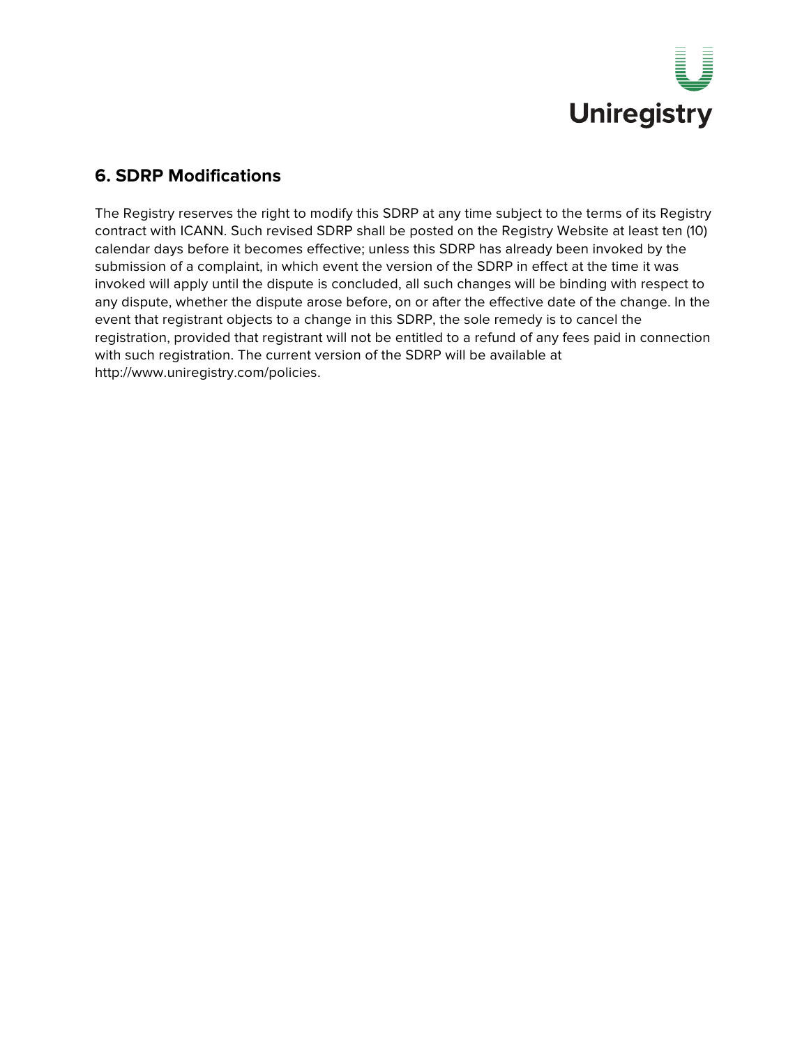## 6. SDRP Modifications

The Registry reserves the right to modify this SDRP at any time subject to the terms of its Registry contract with ICANN. Such revised SDRP shall be posted on the Registry Website at least ten (10) calendar days before it becomes effective; unless this SDRP has already been invoked by the submission of a complaint, in which event the version of the SDRP in effect at the time it was invoked will apply until the dispute is concluded, all such changes will be binding with respect to any dispute, whether the dispute arose before, on or after the effective date of the change. In the event that registrant objects to a change in this SDRP, the sole remedy is to cancel the registration, provided that registrant will not be entitled to a refund of any fees paid in connection with such registration. The current version of the SDRP will be available at http://www.uniregistry.com/policies.